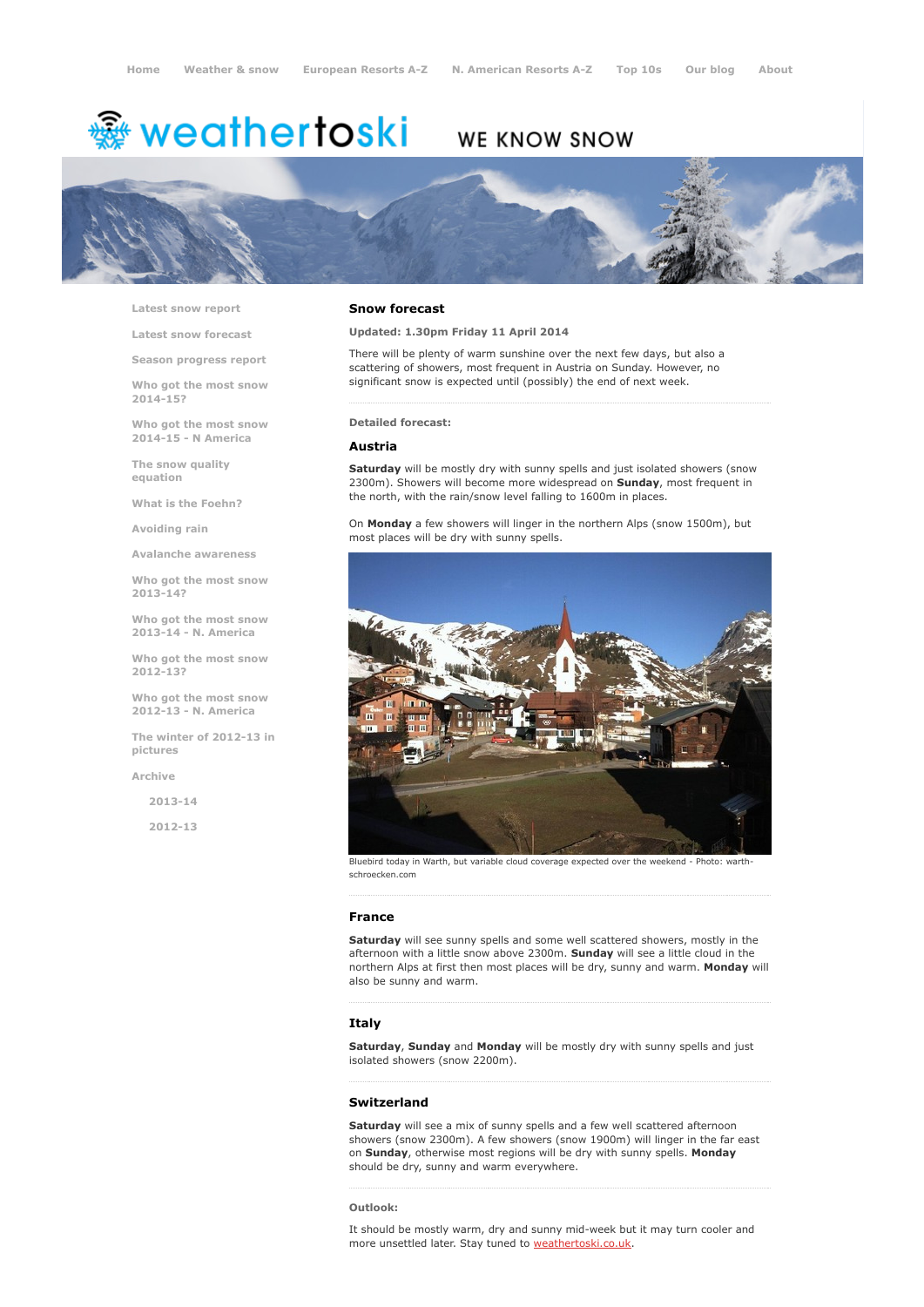Home   Weather & snow   European Resorts A-Z   N. American Resorts A-Z   Top 10s   Our blog   About

weathertoski WE KNOW SNOW

- Latest snow report
- Latest snow forecast
- Season progress report
- Who got the most snow 2014-15?
- Who got the most snow 2014-15 - N America
- The snow quality equation
- What is the Foehn?
- Avoiding rain
- Avalanche awareness
- Who got the most snow 2013-14?
- Who got the most snow 2013-14 - N. America
- Who got the most snow 2012-13?
- Who got the most snow 2012-13 - N. America
- The winter of 2012-13 in pictures
- Archive
  - 2013-14
  - 2012-13

## Snow forecast

**Updated: 1.30pm Friday 11 April 2014**

There will be plenty of warm sunshine over the next few days, but also a scattering of showers, most frequent in Austria on Sunday. However, no significant snow is expected until (possibly) the end of next week.

**Detailed forecast:**

### Austria

**Saturday** will be mostly dry with sunny spells and just isolated showers (snow 2300m). Showers will become more widespread on **Sunday**, most frequent in the north, with the rain/snow level falling to 1600m in places.

On **Monday** a few showers will linger in the northern Alps (snow 1500m), but most places will be dry with sunny spells.

Bluebird today in Warth, but variable cloud coverage expected over the weekend - Photo: warth-schroecken.com

### France

**Saturday** will see sunny spells and some well scattered showers, mostly in the afternoon with a little snow above 2300m. **Sunday** will see a little cloud in the northern Alps at first then most places will be dry, sunny and warm. **Monday** will also be sunny and warm.

### Italy

**Saturday**, **Sunday** and **Monday** will be mostly dry with sunny spells and just isolated showers (snow 2200m).

### Switzerland

**Saturday** will see a mix of sunny spells and a few well scattered afternoon showers (snow 2300m). A few showers (snow 1900m) will linger in the far east on **Sunday**, otherwise most regions will be dry with sunny spells. **Monday** should be dry, sunny and warm everywhere.

**Outlook:**

It should be mostly warm, dry and sunny mid-week but it may turn cooler and more unsettled later. Stay tuned to weathertoski.co.uk.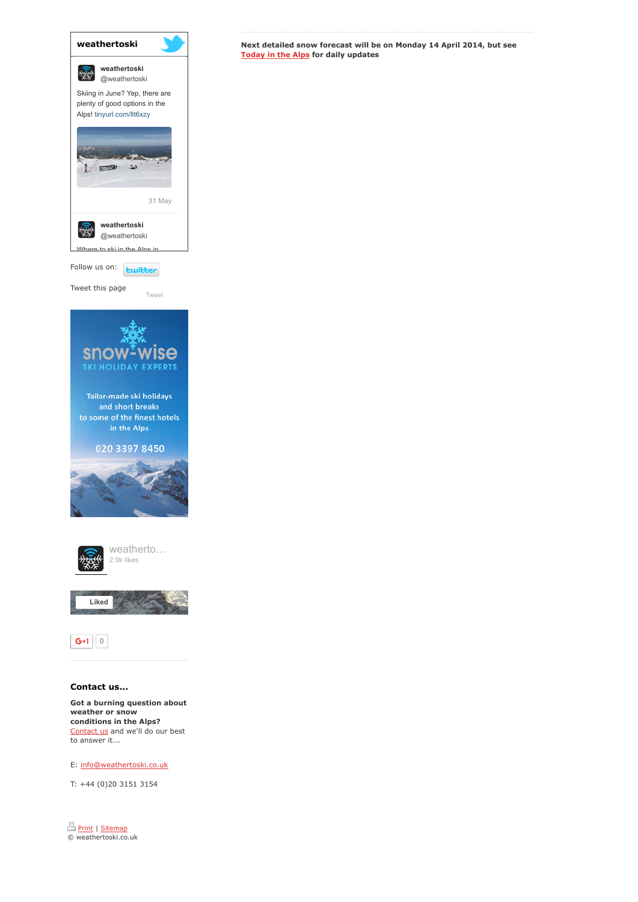**Next detailed snow forecast will be on Monday 14 April 2014, but see Today in the Alps for daily updates**

weathertoski

weathertoski
@weathertoski

Skiing in June? Yep, there are plenty of good options in the Alps! tinyurl.com/llt6xzy

31 May

weathertoski
@weathertoski

Where to ski in the Alps in

Follow us on: twitter

Tweet this page

Tweet

snow-wise
SKI HOLIDAY EXPERTS

Tailor-made ski holidays and short breaks to some of the finest hotels in the Alps

020 3397 8450

weatherto...
2.9k likes

Liked

G+1 0

### Contact us...

**Got a burning question about weather or snow conditions in the Alps?**
Contact us and we'll do our best to answer it...

E: info@weathertoski.co.uk

T: +44 (0)20 3151 3154

Print | Sitemap
© weathertoski.co.uk